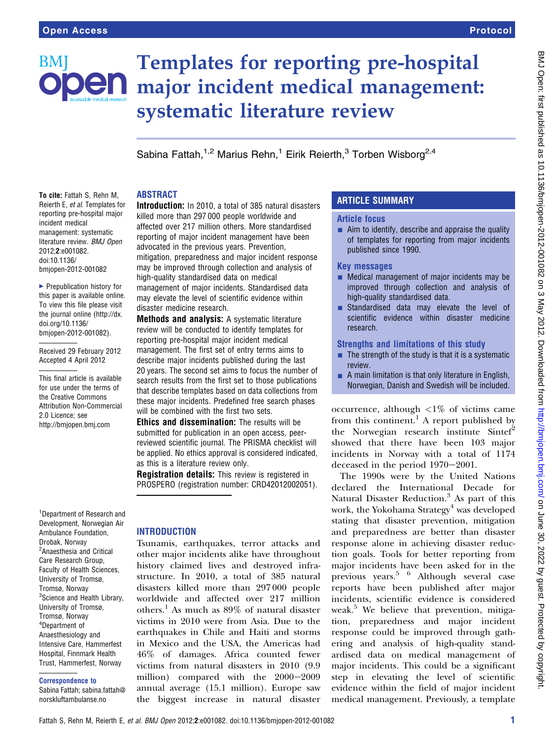# Templates for reporting pre-hospital major incident medical management: systematic literature review

Sabina Fattah,[1,2] Marius Rehn,[1] Eirik Reierth,[3] Torben Wisborg[2,4]

**To cite:** Fattah S, Rehn M, Reierth E, *et al*. Templates for reporting pre-hospital major incident medical management: systematic literature review. *BMJ Open* 2012;**2**:e001082. doi:10.1136/bmjopen-2012-001082

► Prepublication history for this paper is available online. To view this file please visit the journal online (http://dx.doi.org/10.1136/bmjopen-2012-001082).

Received 29 February 2012
Accepted 4 April 2012

This final article is available for use under the terms of the Creative Commons Attribution Non-Commercial 2.0 Licence; see http://bmjopen.bmj.com

[1]Department of Research and Development, Norwegian Air Ambulance Foundation, Drobak, Norway
[2]Anaesthesia and Critical Care Research Group, Faculty of Health Sciences, University of Tromsø, Tromsø, Norway
[3]Science and Health Library, University of Tromsø, Tromsø, Norway
[4]Department of Anaesthesiology and Intensive Care, Hammerfest Hospital, Finnmark Health Trust, Hammerfest, Norway

**Correspondence to**
Sabina Fattah; sabina.fattah@norskluftambulanse.no

## ABSTRACT

**Introduction:** In 2010, a total of 385 natural disasters killed more than 297 000 people worldwide and affected over 217 million others. More standardised reporting of major incident management have been advocated in the previous years. Prevention, mitigation, preparedness and major incident response may be improved through collection and analysis of high-quality standardised data on medical management of major incidents. Standardised data may elevate the level of scientific evidence within disaster medicine research.

**Methods and analysis:** A systematic literature review will be conducted to identify templates for reporting pre-hospital major incident medical management. The first set of entry terms aims to describe major incidents published during the last 20 years. The second set aims to focus the number of search results from the first set to those publications that describe templates based on data collections from these major incidents. Predefined free search phases will be combined with the first two sets.

**Ethics and dissemination:** The results will be submitted for publication in an open access, peer-reviewed scientific journal. The PRISMA checklist will be applied. No ethics approval is considered indicated, as this is a literature review only.

**Registration details:** This review is registered in PROSPERO (registration number: CRD42012002051).

## ARTICLE SUMMARY

### Article focus

- Aim to identify, describe and appraise the quality of templates for reporting from major incidents published since 1990.

### Key messages

- Medical management of major incidents may be improved through collection and analysis of high-quality standardised data.
- Standardised data may elevate the level of scientific evidence within disaster medicine research.

### Strengths and limitations of this study

- The strength of the study is that it is a systematic review.
- A main limitation is that only literature in English, Norwegian, Danish and Swedish will be included.

## INTRODUCTION

Tsunamis, earthquakes, terror attacks and other major incidents alike have throughout history claimed lives and destroyed infrastructure. In 2010, a total of 385 natural disasters killed more than 297 000 people worldwide and affected over 217 million others.[1] As much as 89% of natural disaster victims in 2010 were from Asia. Due to the earthquakes in Chile and Haiti and storms in Mexico and the USA, the Americas had 46% of damages. Africa counted fewer victims from natural disasters in 2010 (9.9 million) compared with the 2000–2009 annual average (15.1 million). Europe saw the biggest increase in natural disaster occurrence, although <1% of victims came from this continent.[1] A report published by the Norwegian research institute Sintef[2] showed that there have been 103 major incidents in Norway with a total of 1174 deceased in the period 1970–2001.

The 1990s were by the United Nations declared the International Decade for Natural Disaster Reduction.[3] As part of this work, the Yokohama Strategy[4] was developed stating that disaster prevention, mitigation and preparedness are better than disaster response alone in achieving disaster reduction goals. Tools for better reporting from major incidents have been asked for in the previous years.[5] [6] Although several case reports have been published after major incidents, scientific evidence is considered weak.[5] We believe that prevention, mitigation, preparedness and major incident response could be improved through gathering and analysis of high-quality standardised data on medical management of major incidents. This could be a significant step in elevating the level of scientific evidence within the field of major incident medical management. Previously, a template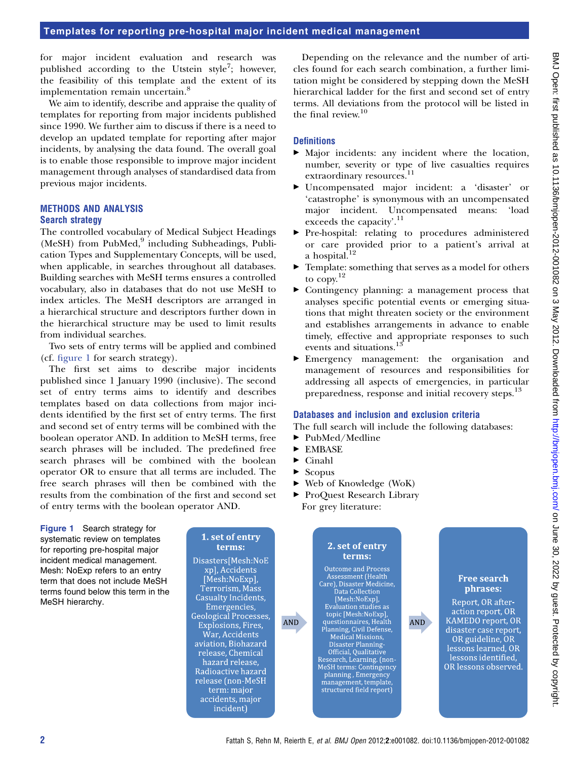for major incident evaluation and research was published according to the Utstein style[7]; however, the feasibility of this template and the extent of its implementation remain uncertain.[8]

We aim to identify, describe and appraise the quality of templates for reporting from major incidents published since 1990. We further aim to discuss if there is a need to develop an updated template for reporting after major incidents, by analysing the data found. The overall goal is to enable those responsible to improve major incident management through analyses of standardised data from previous major incidents.

## METHODS AND ANALYSIS

### Search strategy

The controlled vocabulary of Medical Subject Headings (MeSH) from PubMed,[9] including Subheadings, Publication Types and Supplementary Concepts, will be used, when applicable, in searches throughout all databases. Building searches with MeSH terms ensures a controlled vocabulary, also in databases that do not use MeSH to index articles. The MeSH descriptors are arranged in a hierarchical structure and descriptors further down in the hierarchical structure may be used to limit results from individual searches.

Two sets of entry terms will be applied and combined (cf. figure 1 for search strategy).

The first set aims to describe major incidents published since 1 January 1990 (inclusive). The second set of entry terms aims to identify and describes templates based on data collections from major incidents identified by the first set of entry terms. The first and second set of entry terms will be combined with the boolean operator AND. In addition to MeSH terms, free search phrases will be included. The predefined free search phrases will be combined with the boolean operator OR to ensure that all terms are included. The free search phrases will then be combined with the results from the combination of the first and second set of entry terms with the boolean operator AND.

**1. set of entry terms:** Disasters[Mesh:NoExp], Accidents [Mesh:NoExp], Terrorism, Mass Casualty Incidents, Emergencies, Geological Processes, Explosions, Fires, War, Accidents aviation, Biohazard release, Chemical hazard release, Radioactive hazard release (non-MeSH term: major accidents, major incident)

AND

**2. set of entry terms:** Outcome and Process Assessment (Health Care), Disaster Medicine, Data Collection [Mesh:NoExp], Evaluation studies as topic [Mesh:NoExp], questionnaires, Health Planning, Civil Defense, Medical Missions, Disaster Planning-Official, Qualitative Research, Learning. (non-MeSH terms: Contingency planning , Emergency management, template, structured field report)

AND

**Free search phrases:** Report, OR after-action report, OR KAMEDO report, OR disaster case report, OR guideline, OR lessons learned, OR lessons identified, OR lessons observed.

**Figure 1** Search strategy for systematic review on templates for reporting pre-hospital major incident medical management. Mesh: NoExp refers to an entry term that does not include MeSH terms found below this term in the MeSH hierarchy.

Depending on the relevance and the number of articles found for each search combination, a further limitation might be considered by stepping down the MeSH hierarchical ladder for the first and second set of entry terms. All deviations from the protocol will be listed in the final review.[10]

### Definitions

- Major incidents: any incident where the location, number, severity or type of live casualties requires extraordinary resources.[11]
- Uncompensated major incident: a 'disaster' or 'catastrophe' is synonymous with an uncompensated major incident. Uncompensated means: 'load exceeds the capacity'.[11]
- Pre-hospital: relating to procedures administered or care provided prior to a patient's arrival at a hospital.[12]
- Template: something that serves as a model for others to copy.[12]
- Contingency planning: a management process that analyses specific potential events or emerging situations that might threaten society or the environment and establishes arrangements in advance to enable timely, effective and appropriate responses to such events and situations.[13]
- Emergency management: the organisation and management of resources and responsibilities for addressing all aspects of emergencies, in particular preparedness, response and initial recovery steps.[13]

### Databases and inclusion and exclusion criteria

The full search will include the following databases:

- PubMed/Medline
- EMBASE
- Cinahl
- Scopus
- Web of Knowledge (WoK)
- ProQuest Research Library

For grey literature: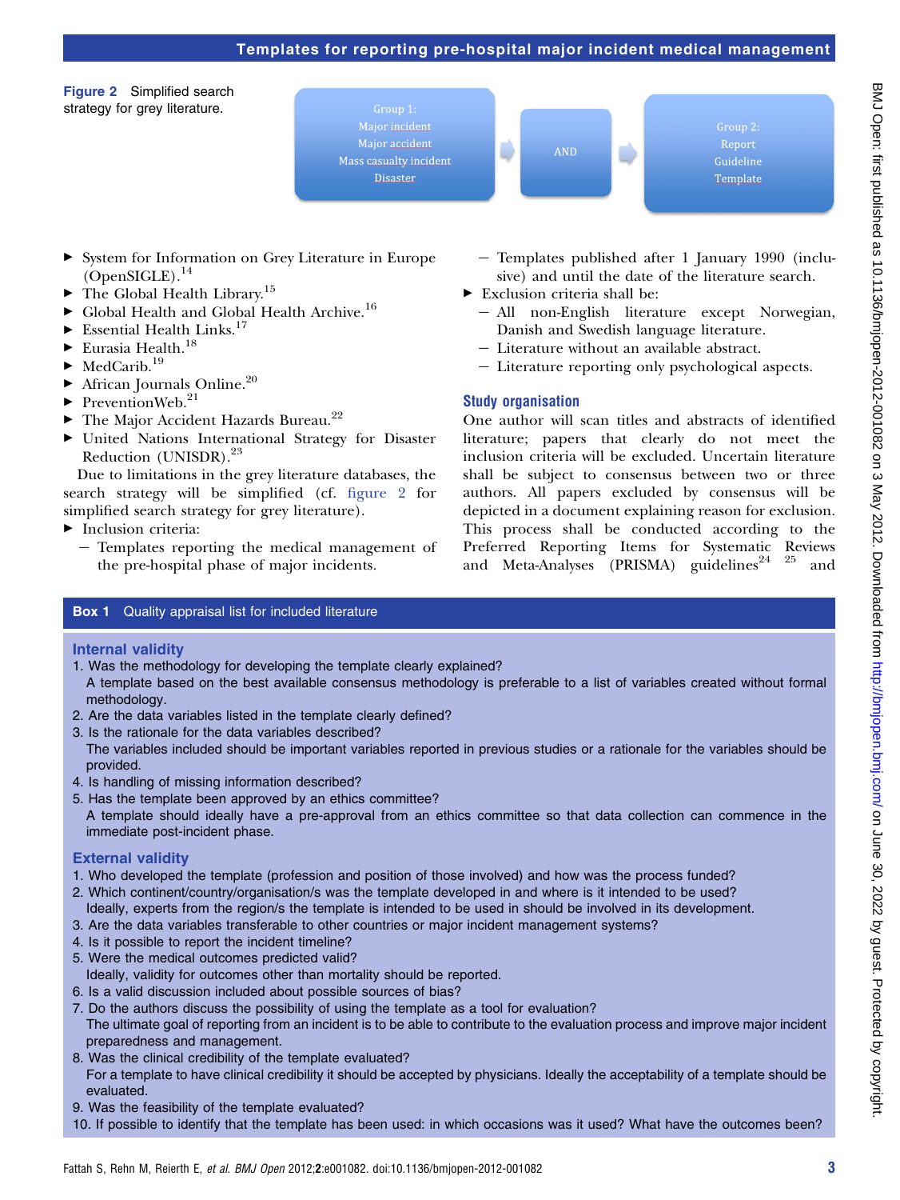Figure 2 Simplified search strategy for grey literature.

Group 1: Major incident, Major accident, Mass casualty incident, Disaster → AND → Group 2: Report, Guideline, Template

- System for Information on Grey Literature in Europe (OpenSIGLE).[14]
- The Global Health Library.[15]
- Global Health and Global Health Archive.[16]
- Essential Health Links.[17]
- Eurasia Health.[18]
- MedCarib.[19]
- African Journals Online.[20]
- PreventionWeb.[21]
- The Major Accident Hazards Bureau.[22]
- United Nations International Strategy for Disaster Reduction (UNISDR).[23]

Due to limitations in the grey literature databases, the search strategy will be simplified (cf. figure 2 for simplified search strategy for grey literature).

- Inclusion criteria:
  - Templates reporting the medical management of the pre-hospital phase of major incidents.
  - Templates published after 1 January 1990 (inclusive) and until the date of the literature search.
- Exclusion criteria shall be:
  - All non-English literature except Norwegian, Danish and Swedish language literature.
  - Literature without an available abstract.
  - Literature reporting only psychological aspects.

## Study organisation

One author will scan titles and abstracts of identified literature; papers that clearly do not meet the inclusion criteria will be excluded. Uncertain literature shall be subject to consensus between two or three authors. All papers excluded by consensus will be depicted in a document explaining reason for exclusion. This process shall be conducted according to the Preferred Reporting Items for Systematic Reviews and Meta-Analyses (PRISMA) guidelines[24] [25] and

**Box 1** Quality appraisal list for included literature

### Internal validity

1. Was the methodology for developing the template clearly explained?
   A template based on the best available consensus methodology is preferable to a list of variables created without formal methodology.
2. Are the data variables listed in the template clearly defined?
3. Is the rationale for the data variables described?
   The variables included should be important variables reported in previous studies or a rationale for the variables should be provided.
4. Is handling of missing information described?
5. Has the template been approved by an ethics committee?
   A template should ideally have a pre-approval from an ethics committee so that data collection can commence in the immediate post-incident phase.

### External validity

1. Who developed the template (profession and position of those involved) and how was the process funded?
2. Which continent/country/organisation/s was the template developed in and where is it intended to be used?
   Ideally, experts from the region/s the template is intended to be used in should be involved in its development.
3. Are the data variables transferable to other countries or major incident management systems?
4. Is it possible to report the incident timeline?
5. Were the medical outcomes predicted valid?
   Ideally, validity for outcomes other than mortality should be reported.
6. Is a valid discussion included about possible sources of bias?
7. Do the authors discuss the possibility of using the template as a tool for evaluation?
   The ultimate goal of reporting from an incident is to be able to contribute to the evaluation process and improve major incident preparedness and management.
8. Was the clinical credibility of the template evaluated?
   For a template to have clinical credibility it should be accepted by physicians. Ideally the acceptability of a template should be evaluated.
9. Was the feasibility of the template evaluated?
10. If possible to identify that the template has been used: in which occasions was it used? What have the outcomes been?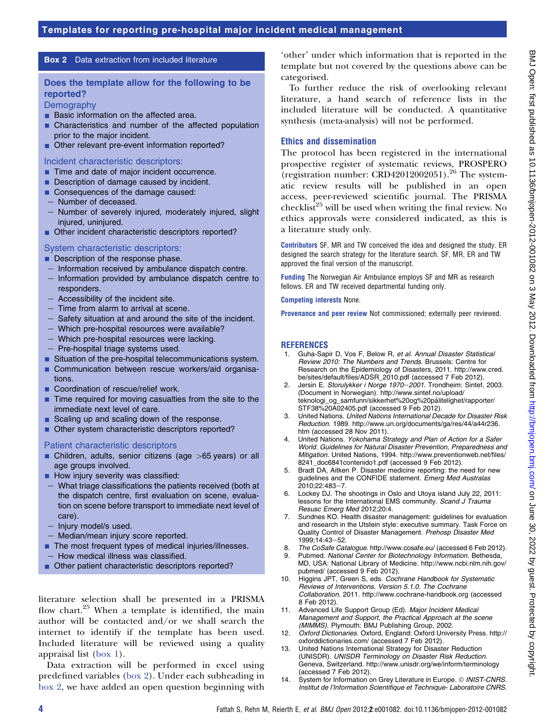**Box 2 Data extraction from included literature**

**Does the template allow for the following to be reported?**

**Demography**

- Basic information on the affected area.
- Characteristics and number of the affected population prior to the major incident.
- Other relevant pre-event information reported?

**Incident characteristic descriptors:**

- Time and date of major incident occurrence.
- Description of damage caused by incident.
- Consequences of the damage caused:
  - Number of deceased.
  - Number of severely injured, moderately injured, slight injured, uninjured.
- Other incident characteristic descriptors reported?

**System characteristic descriptors:**

- Description of the response phase.
  - Information received by ambulance dispatch centre.
  - Information provided by ambulance dispatch centre to responders.
  - Accessibility of the incident site.
  - Time from alarm to arrival at scene.
  - Safety situation at and around the site of the incident.
  - Which pre-hospital resources were available?
  - Which pre-hospital resources were lacking.
  - Pre-hospital triage systems used.
- Situation of the pre-hospital telecommunications system.
- Communication between rescue workers/aid organisations.
- Coordination of rescue/relief work.
- Time required for moving casualties from the site to the immediate next level of care.
- Scaling up and scaling down of the response.
- Other system characteristic descriptors reported?

**Patient characteristic descriptors**

- Children, adults, senior citizens (age >65 years) or all age groups involved.
- How injury severity was classified:
  - What triage classifications the patients received (both at the dispatch centre, first evaluation on scene, evaluation on scene before transport to immediate next level of care).
  - Injury model/s used.
  - Median/mean injury score reported.
- The most frequent types of medical injuries/illnesses.
  - How medical illness was classified.
- Other patient characteristic descriptors reported?

literature selection shall be presented in a PRISMA flow chart.[25] When a template is identified, the main author will be contacted and/or we shall search the internet to identify if the template has been used. Included literature will be reviewed using a quality appraisal list (box 1).

Data extraction will be performed in excel using predefined variables (box 2). Under each subheading in box 2, we have added an open question beginning with 'other' under which information that is reported in the template but not covered by the questions above can be categorised.

To further reduce the risk of overlooking relevant literature, a hand search of reference lists in the included literature will be conducted. A quantitative synthesis (meta-analysis) will not be performed.

## Ethics and dissemination

The protocol has been registered in the international prospective register of systematic reviews, PROSPERO (registration number: CRD42012002051).[26] The systematic review results will be published in an open access, peer-reviewed scientific journal. The PRISMA checklist[25] will be used when writing the final review. No ethics approvals were considered indicated, as this is a literature study only.

**Contributors** SF, MR and TW conceived the idea and designed the study. ER designed the search strategy for the literature search. SF, MR, ER and TW approved the final version of the manuscript.

**Funding** The Norwegian Air Ambulance employs SF and MR as research fellows. ER and TW received departmental funding only.

**Competing interests** None.

**Provenance and peer review** Not commissioned; externally peer reviewed.

## REFERENCES

1. Guha-Sapir D, Vos F, Below R, *et al*. *Annual Disaster Statistical Review 2010: The Numbers and Trends*. Brussels: Centre for Research on the Epidemiology of Disasters, 2011. http://www.cred.be/sites/default/files/ADSR_2010.pdf (accessed 7 Feb 2012).
2. Jersin E. *Storulykker i Norge 1970−2001*. Trondheim: Sintef, 2003. (Document in Norwegian). http://www.sintef.no/upload/teknologi_og_samfunn/sikkerhet%20og%20pålitelighet/rapporter/STF38%20A02405.pdf (accessed 9 Feb 2012).
3. United Nations. *United Nations International Decade for Disaster Risk Reduction*. 1989. http://www.un.org/documents/ga/res/44/a44r236.htm (accessed 28 Nov 2011).
4. United Nations. *Yokohama Strategy and Plan of Action for a Safer World. Guidelines for Natural Disaster Prevention, Preparedness and Mitigation*. United Nations, 1994. http://www.preventionweb.net/files/8241_doc6841contenido1.pdf (accessed 9 Feb 2012).
5. Bradt DA, Aitken P. Disaster medicine reporting: the need for new guidelines and the CONFIDE statement. *Emerg Med Australas* 2010;22:483−7.
6. Lockey DJ. The shootings in Oslo and Utoya island July 22, 2011: lessons for the International EMS community. *Scand J Trauma Resusc Emerg Med* 2012;20:4.
7. Sundnes KO. Health disaster management: guidelines for evaluation and research in the Utstein style: executive summary. Task Force on Quality Control of Disaster Management. *Prehosp Disaster Med* 1999;14:43−52.
8. *The CoSafe Catalogue*. http://www.cosafe.eu/ (accessed 6 Feb 2012).
9. Pubmed. *National Center for Biotechnology Information*. Bethesda, MD, USA: National Library of Medicine. http://www.ncbi.nlm.nih.gov/pubmed/ (accessed 9 Feb 2012).
10. Higgins JPT, Green S, eds. *Cochrane Handbook for Systematic Reviews of Interventions. Version 5.1.0. The Cochrane Collaboration*. 2011. http://www.cochrane-handbook.org (accessed 8 Feb 2012).
11. Advanced Life Support Group (Ed). *Major Incident Medical Management and Support, the Practical Approach at the scene (MIMMS)*. Plymouth: BMJ Publishing Group, 2002.
12. *Oxford Dictionaries*. Oxford, England: Oxford University Press. http://oxforddictionaries.com/ (accessed 7 Feb 2012).
13. United Nations International Strategy for Disaster Reduction (UNISDR). *UNISDR Terminology on Disaster Risk Reduction*. Geneva, Switzerland. http://www.unisdr.org/we/inform/terminology (accessed 7 Feb 2012).
14. System for Information on Grey Literature in Europe. © *INIST-CNRS. Institut de l'Information Scientifique et Technique- Laboratoire CNRS.*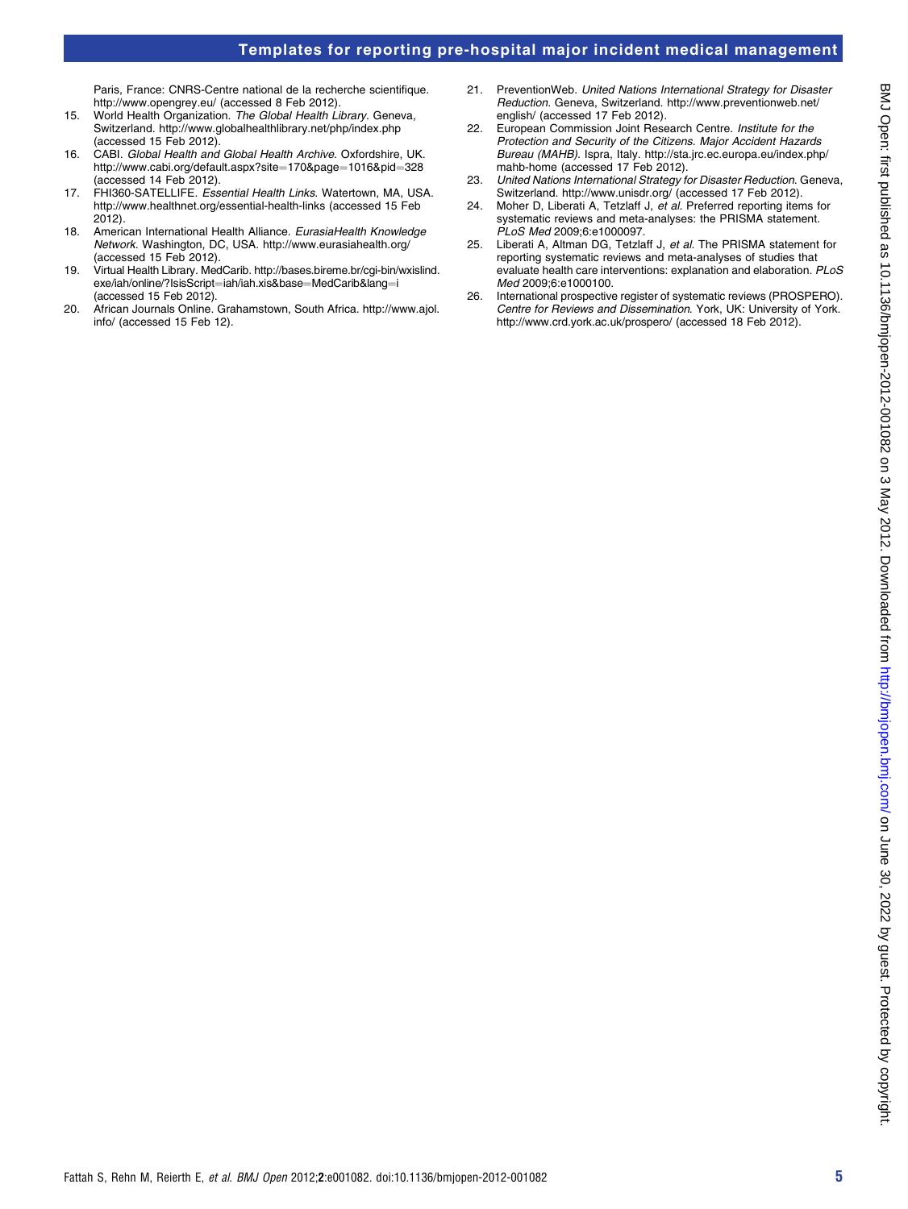Paris, France: CNRS-Centre national de la recherche scientifique. http://www.opengrey.eu/ (accessed 8 Feb 2012).

15. World Health Organization. *The Global Health Library*. Geneva, Switzerland. http://www.globalhealthlibrary.net/php/index.php (accessed 15 Feb 2012).
16. CABI. *Global Health and Global Health Archive*. Oxfordshire, UK. http://www.cabi.org/default.aspx?site=170&page=1016&pid=328 (accessed 14 Feb 2012).
17. FHI360-SATELLIFE. *Essential Health Links*. Watertown, MA, USA. http://www.healthnet.org/essential-health-links (accessed 15 Feb 2012).
18. American International Health Alliance. *EurasiaHealth Knowledge Network*. Washington, DC, USA. http://www.eurasiahealth.org/ (accessed 15 Feb 2012).
19. Virtual Health Library. MedCarib. http://bases.bireme.br/cgi-bin/wxislind.exe/iah/online/?IsisScript=iah/iah.xis&base=MedCarib&lang=i (accessed 15 Feb 2012).
20. African Journals Online. Grahamstown, South Africa. http://www.ajol.info/ (accessed 15 Feb 12).
21. PreventionWeb. *United Nations International Strategy for Disaster Reduction*. Geneva, Switzerland. http://www.preventionweb.net/english/ (accessed 17 Feb 2012).
22. European Commission Joint Research Centre. *Institute for the Protection and Security of the Citizens. Major Accident Hazards Bureau (MAHB)*. Ispra, Italy. http://sta.jrc.ec.europa.eu/index.php/mahb-home (accessed 17 Feb 2012).
23. *United Nations International Strategy for Disaster Reduction*. Geneva, Switzerland. http://www.unisdr.org/ (accessed 17 Feb 2012).
24. Moher D, Liberati A, Tetzlaff J, *et al*. Preferred reporting items for systematic reviews and meta-analyses: the PRISMA statement. *PLoS Med* 2009;6:e1000097.
25. Liberati A, Altman DG, Tetzlaff J, *et al*. The PRISMA statement for reporting systematic reviews and meta-analyses of studies that evaluate health care interventions: explanation and elaboration. *PLoS Med* 2009;6:e1000100.
26. International prospective register of systematic reviews (PROSPERO). *Centre for Reviews and Dissemination*. York, UK: University of York. http://www.crd.york.ac.uk/prospero/ (accessed 18 Feb 2012).